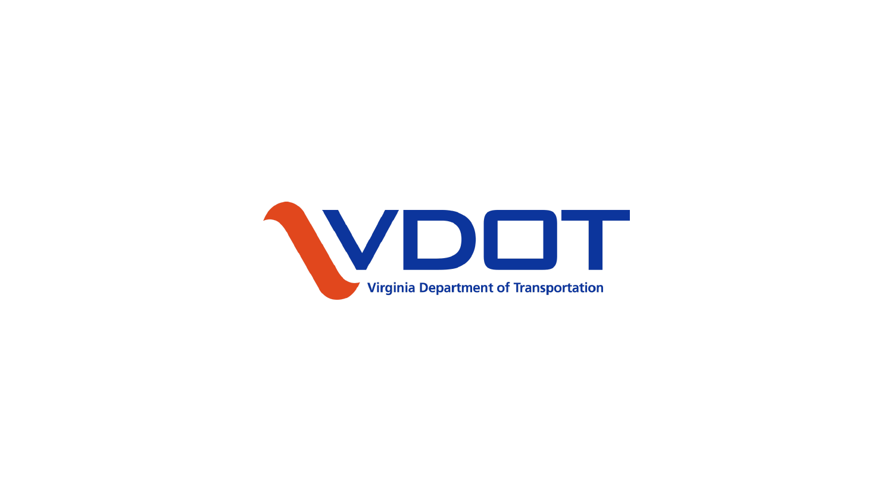# VDOT

Virginia Department of Transportation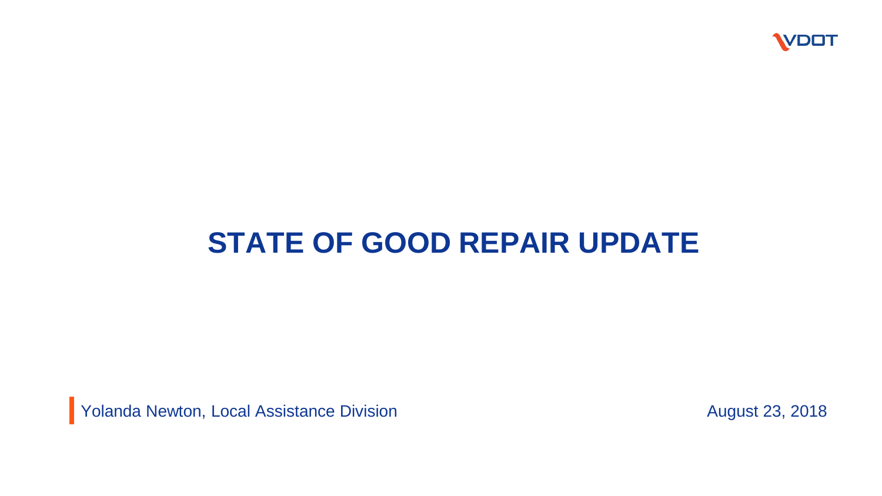# STATE OF GOOD REPAIR UPDATE

Yolanda Newton, Local Assistance Division

August 23, 2018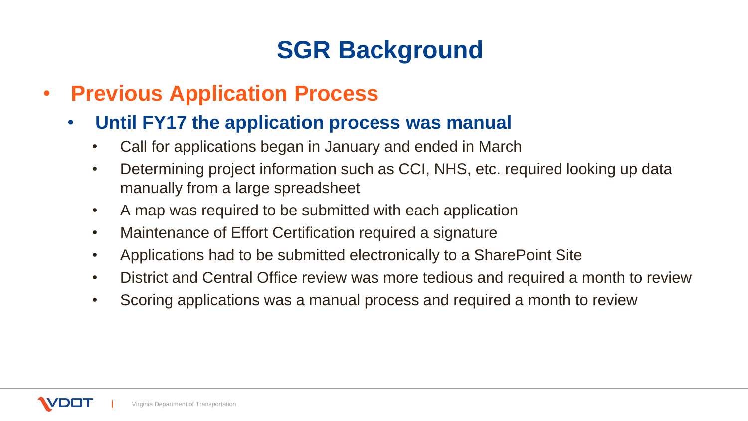# SGR Background

- **Previous Application Process**
  - **Until FY17 the application process was manual**
    - Call for applications began in January and ended in March
    - Determining project information such as CCI, NHS, etc. required looking up data manually from a large spreadsheet
    - A map was required to be submitted with each application
    - Maintenance of Effort Certification required a signature
    - Applications had to be submitted electronically to a SharePoint Site
    - District and Central Office review was more tedious and required a month to review
    - Scoring applications was a manual process and required a month to review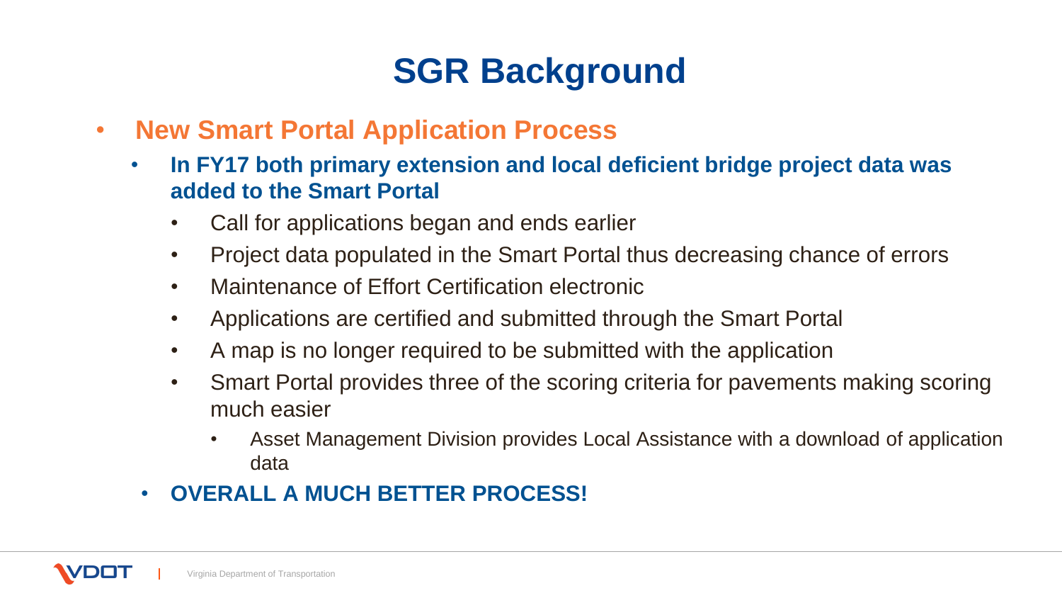# SGR Background

- **New Smart Portal Application Process**
  - **In FY17 both primary extension and local deficient bridge project data was added to the Smart Portal**
    - Call for applications began and ends earlier
    - Project data populated in the Smart Portal thus decreasing chance of errors
    - Maintenance of Effort Certification electronic
    - Applications are certified and submitted through the Smart Portal
    - A map is no longer required to be submitted with the application
    - Smart Portal provides three of the scoring criteria for pavements making scoring much easier
      - Asset Management Division provides Local Assistance with a download of application data
  - **OVERALL A MUCH BETTER PROCESS!**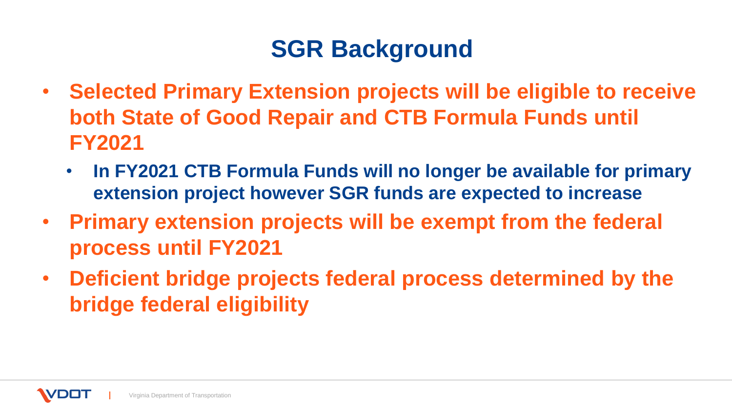# SGR Background

- **Selected Primary Extension projects will be eligible to receive both State of Good Repair and CTB Formula Funds until FY2021**
  - **In FY2021 CTB Formula Funds will no longer be available for primary extension project however SGR funds are expected to increase**
- **Primary extension projects will be exempt from the federal process until FY2021**
- **Deficient bridge projects federal process determined by the bridge federal eligibility**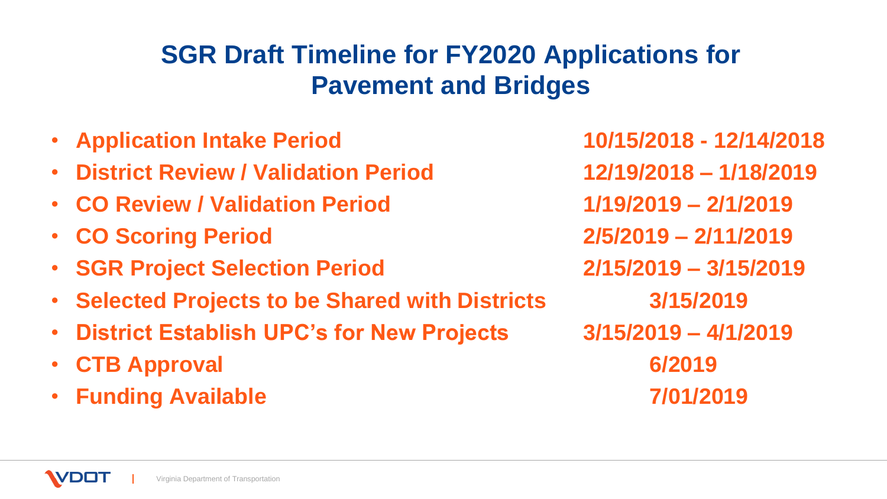# SGR Draft Timeline for FY2020 Applications for Pavement and Bridges

- **Application Intake Period** **10/15/2018 - 12/14/2018**
- **District Review / Validation Period** **12/19/2018 – 1/18/2019**
- **CO Review / Validation Period** **1/19/2019 – 2/1/2019**
- **CO Scoring Period** **2/5/2019 – 2/11/2019**
- **SGR Project Selection Period** **2/15/2019 – 3/15/2019**
- **Selected Projects to be Shared with Districts** **3/15/2019**
- **District Establish UPC's for New Projects** **3/15/2019 – 4/1/2019**
- **CTB Approval** **6/2019**
- **Funding Available** **7/01/2019**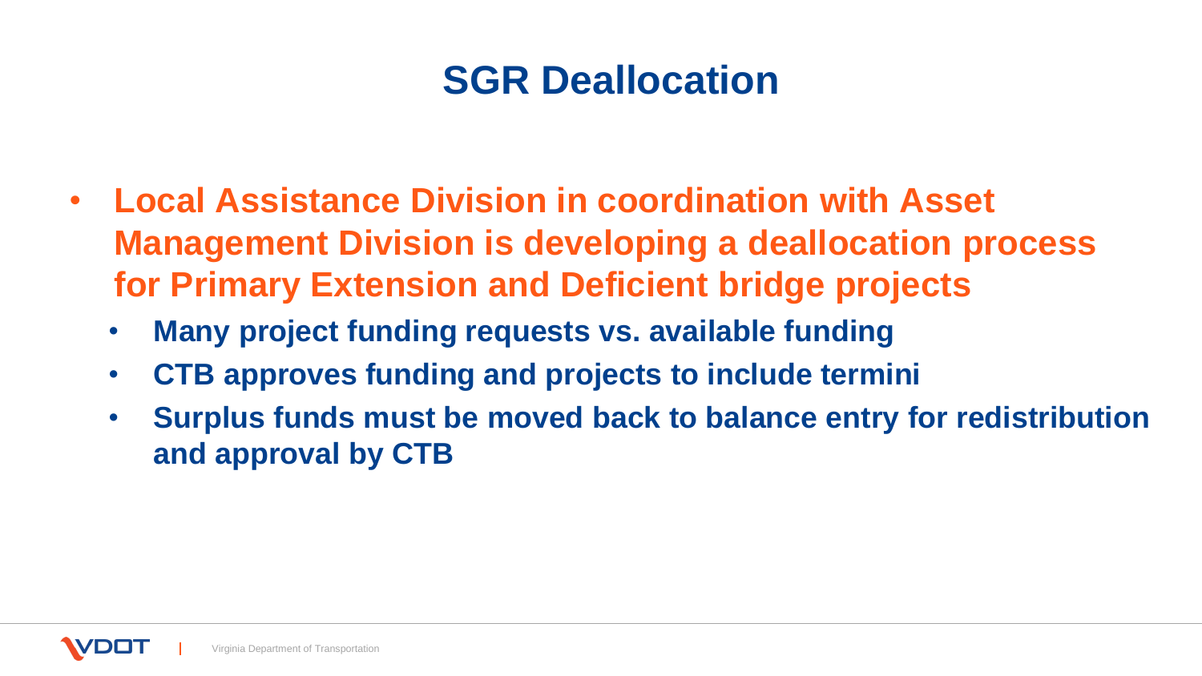# SGR Deallocation

- **Local Assistance Division in coordination with Asset Management Division is developing a deallocation process for Primary Extension and Deficient bridge projects**
  - **Many project funding requests vs. available funding**
  - **CTB approves funding and projects to include termini**
  - **Surplus funds must be moved back to balance entry for redistribution and approval by CTB**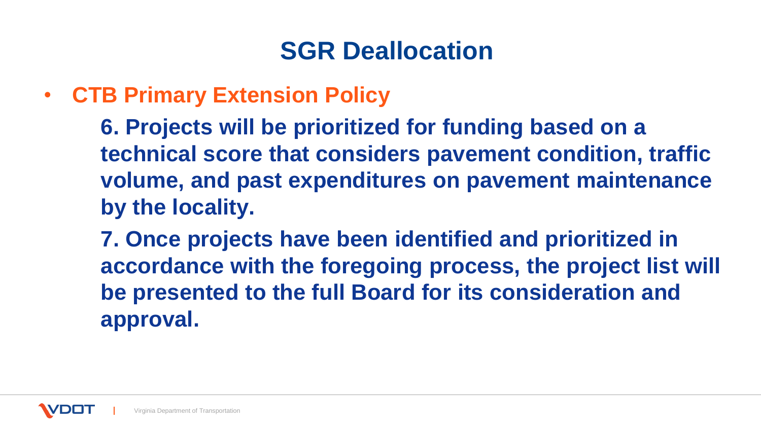# SGR Deallocation

- **CTB Primary Extension Policy**

  **6. Projects will be prioritized for funding based on a technical score that considers pavement condition, traffic volume, and past expenditures on pavement maintenance by the locality.**

  **7. Once projects have been identified and prioritized in accordance with the foregoing process, the project list will be presented to the full Board for its consideration and approval.**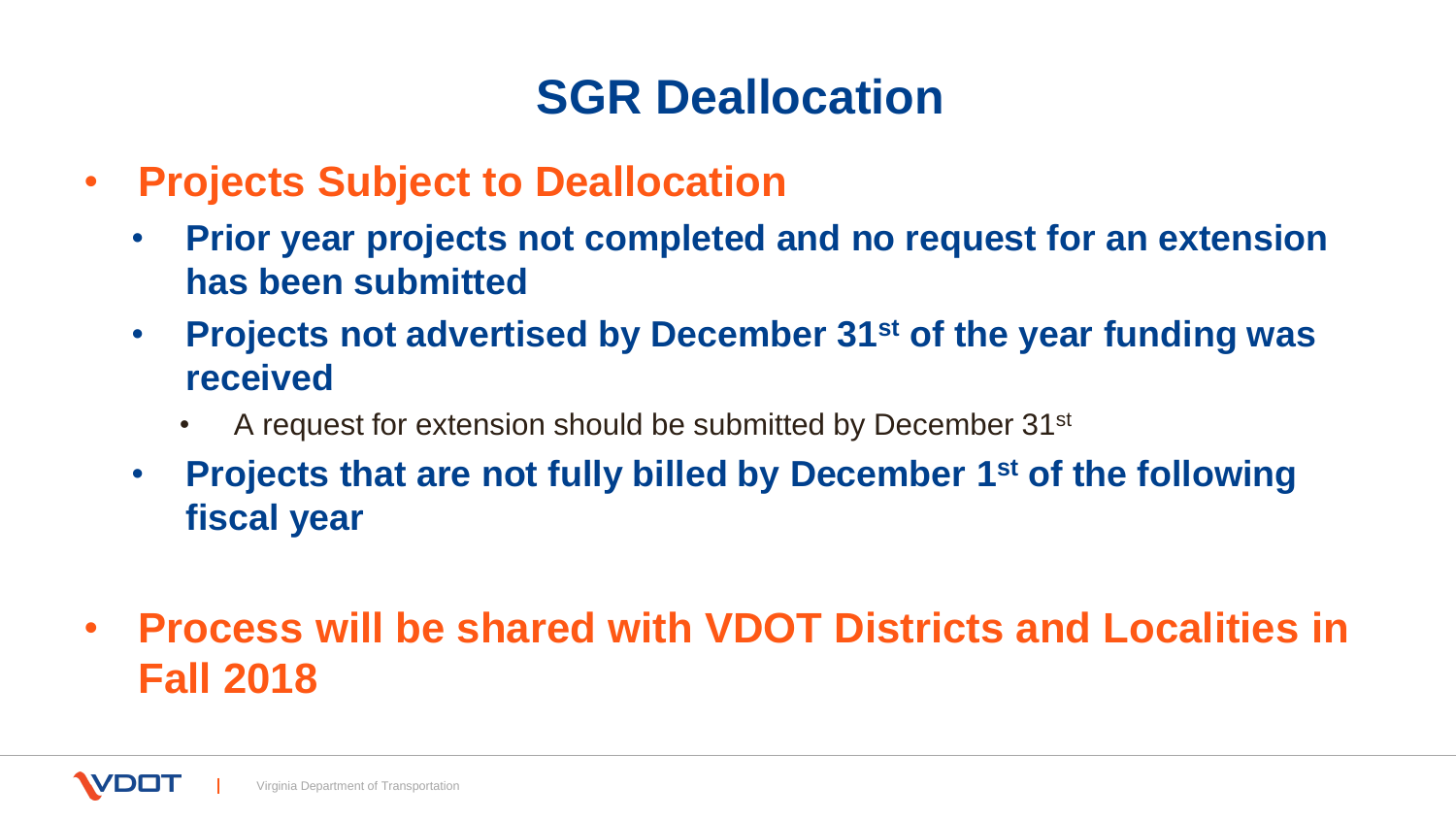# SGR Deallocation

- **Projects Subject to Deallocation**
  - **Prior year projects not completed and no request for an extension has been submitted**
  - **Projects not advertised by December 31st of the year funding was received**
    - A request for extension should be submitted by December 31st
  - **Projects that are not fully billed by December 1st of the following fiscal year**

- **Process will be shared with VDOT Districts and Localities in Fall 2018**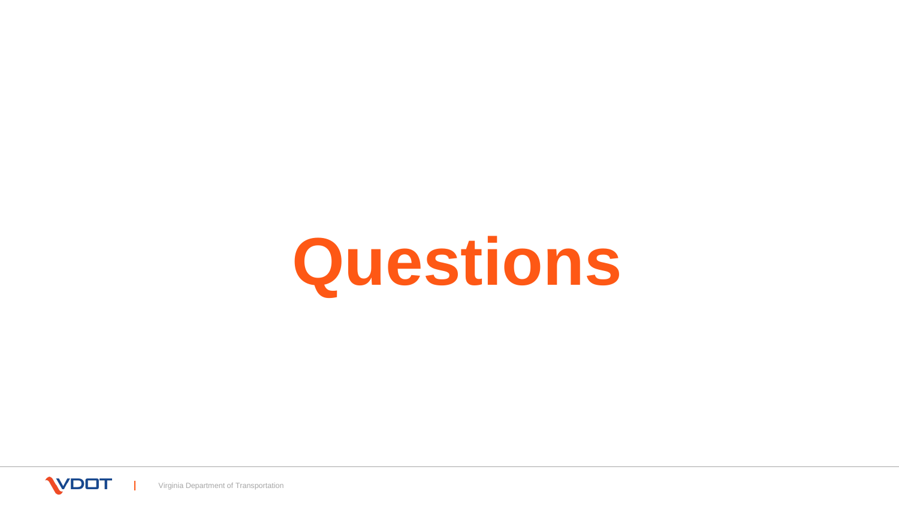# Questions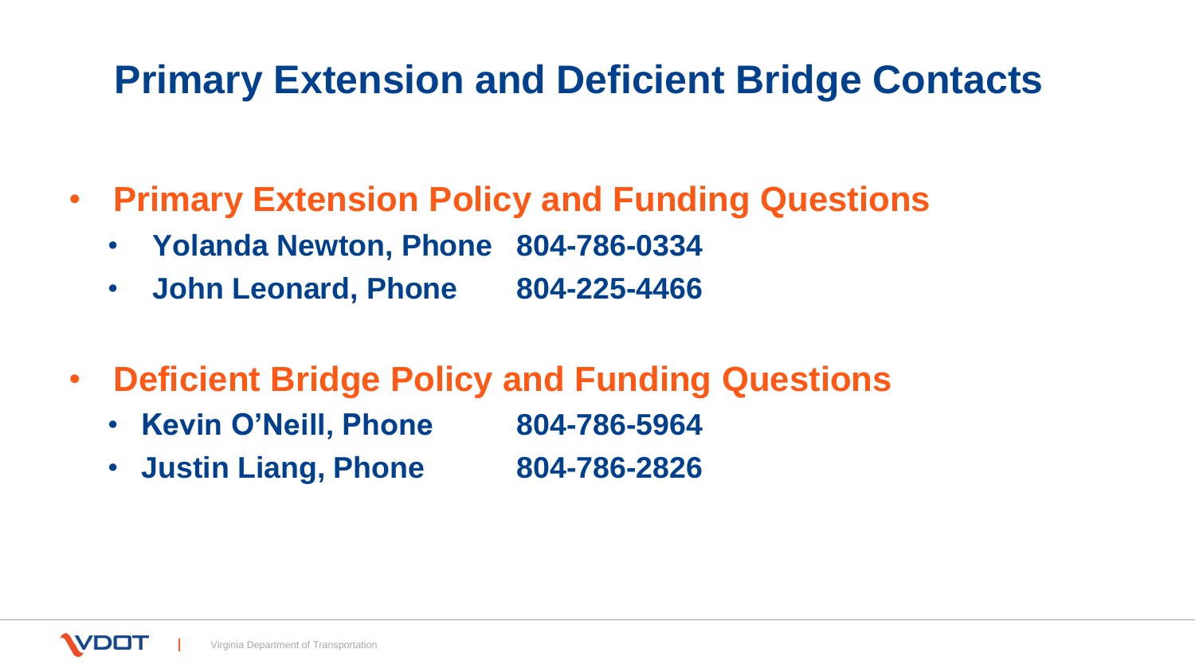# Primary Extension and Deficient Bridge Contacts

- **Primary Extension Policy and Funding Questions**
  - **Yolanda Newton, Phone 804-786-0334**
  - **John Leonard, Phone 804-225-4466**

- **Deficient Bridge Policy and Funding Questions**
  - **Kevin O'Neill, Phone 804-786-5964**
  - **Justin Liang, Phone 804-786-2826**